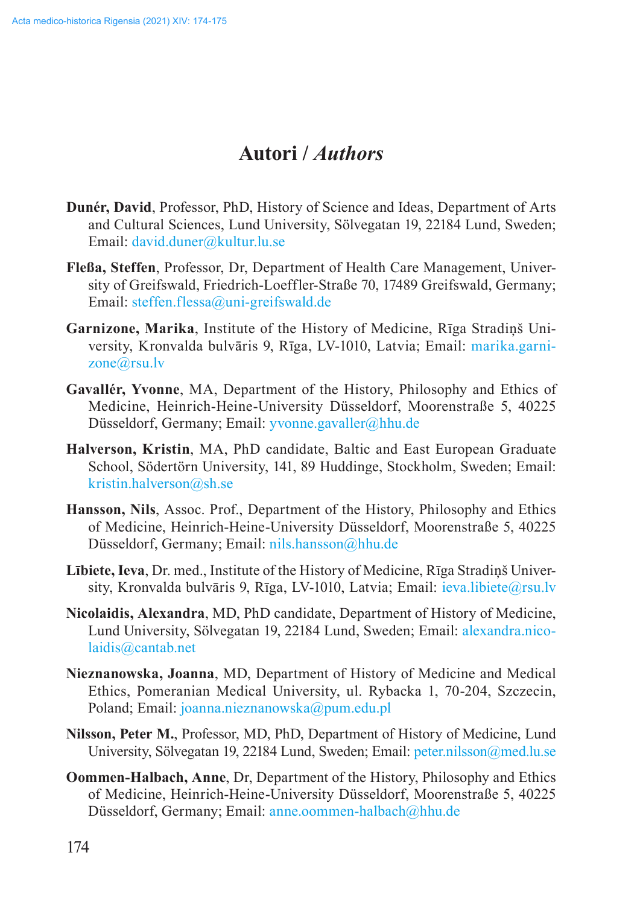# Autori / *Authors*

**Dunér, David**, Professor, PhD, History of Science and Ideas, Department of Arts and Cultural Sciences, Lund University, Sölvegatan 19, 22184 Lund, Sweden; Email: david.duner@kultur.lu.se

**Fleßa, Steffen**, Professor, Dr, Department of Health Care Management, University of Greifswald, Friedrich-Loeffler-Straße 70, 17489 Greifswald, Germany; Email: steffen.flessa@uni-greifswald.de

**Garnizone, Marika**, Institute of the History of Medicine, Rīga Stradiņš University, Kronvalda bulvāris 9, Rīga, LV-1010, Latvia; Email: marika.garnizone@rsu.lv

**Gavallér, Yvonne**, MA, Department of the History, Philosophy and Ethics of Medicine, Heinrich-Heine-University Düsseldorf, Moorenstraße 5, 40225 Düsseldorf, Germany; Email: yvonne.gavaller@hhu.de

**Halverson, Kristin**, MA, PhD candidate, Baltic and East European Graduate School, Södertörn University, 141, 89 Huddinge, Stockholm, Sweden; Email: kristin.halverson@sh.se

**Hansson, Nils**, Assoc. Prof., Department of the History, Philosophy and Ethics of Medicine, Heinrich-Heine-University Düsseldorf, Moorenstraße 5, 40225 Düsseldorf, Germany; Email: nils.hansson@hhu.de

**Lībiete, Ieva**, Dr. med., Institute of the History of Medicine, Rīga Stradiņš University, Kronvalda bulvāris 9, Rīga, LV-1010, Latvia; Email: ieva.libiete@rsu.lv

**Nicolaidis, Alexandra**, MD, PhD candidate, Department of History of Medicine, Lund University, Sölvegatan 19, 22184 Lund, Sweden; Email: alexandra.nicolaidis@cantab.net

**Nieznanowska, Joanna**, MD, Department of History of Medicine and Medical Ethics, Pomeranian Medical University, ul. Rybacka 1, 70-204, Szczecin, Poland; Email: joanna.nieznanowska@pum.edu.pl

**Nilsson, Peter M.**, Professor, MD, PhD, Department of History of Medicine, Lund University, Sölvegatan 19, 22184 Lund, Sweden; Email: peter.nilsson@med.lu.se

**Oommen-Halbach, Anne**, Dr, Department of the History, Philosophy and Ethics of Medicine, Heinrich-Heine-University Düsseldorf, Moorenstraße 5, 40225 Düsseldorf, Germany; Email: anne.oommen-halbach@hhu.de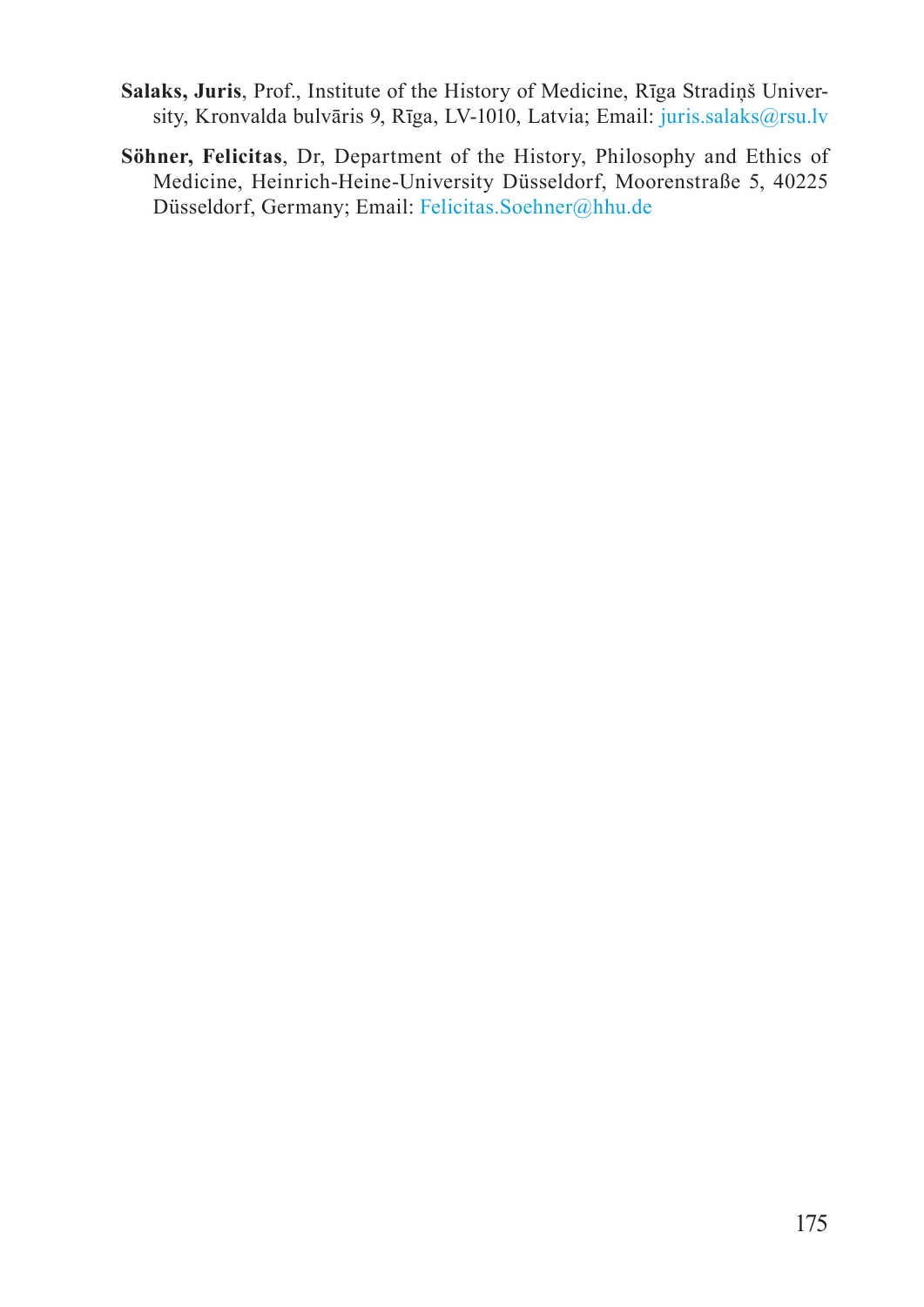**Salaks, Juris**, Prof., Institute of the History of Medicine, Rīga Stradiņš University, Kronvalda bulvāris 9, Rīga, LV-1010, Latvia; Email: juris.salaks@rsu.lv

**Söhner, Felicitas**, Dr, Department of the History, Philosophy and Ethics of Medicine, Heinrich-Heine-University Düsseldorf, Moorenstraße 5, 40225 Düsseldorf, Germany; Email: Felicitas.Soehner@hhu.de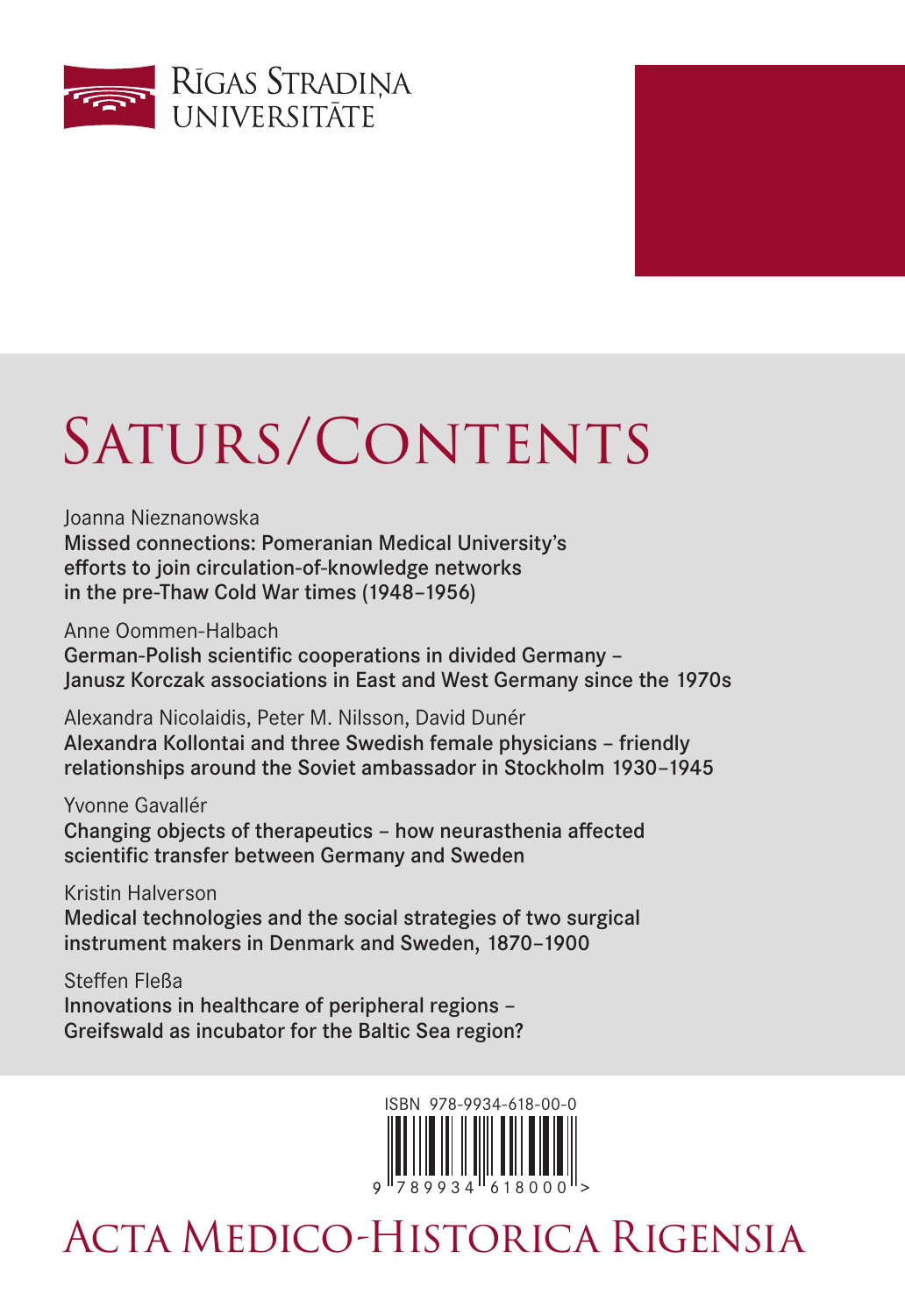Rīgas Stradiņa Universitāte

# Saturs/Contents

Joanna Nieznanowska
**Missed connections: Pomeranian Medical University's efforts to join circulation-of-knowledge networks in the pre-Thaw Cold War times (1948–1956)**

Anne Oommen-Halbach
**German-Polish scientific cooperations in divided Germany – Janusz Korczak associations in East and West Germany since the 1970s**

Alexandra Nicolaidis, Peter M. Nilsson, David Dunér
**Alexandra Kollontai and three Swedish female physicians – friendly relationships around the Soviet ambassador in Stockholm 1930–1945**

Yvonne Gavallér
**Changing objects of therapeutics – how neurasthenia affected scientific transfer between Germany and Sweden**

Kristin Halverson
**Medical technologies and the social strategies of two surgical instrument makers in Denmark and Sweden, 1870–1900**

Steffen Fleßa
**Innovations in healthcare of peripheral regions – Greifswald as incubator for the Baltic Sea region?**

ISBN 978-9934-618-00-0

9 789934 618000 >

# Acta Medico-Historica Rigensia